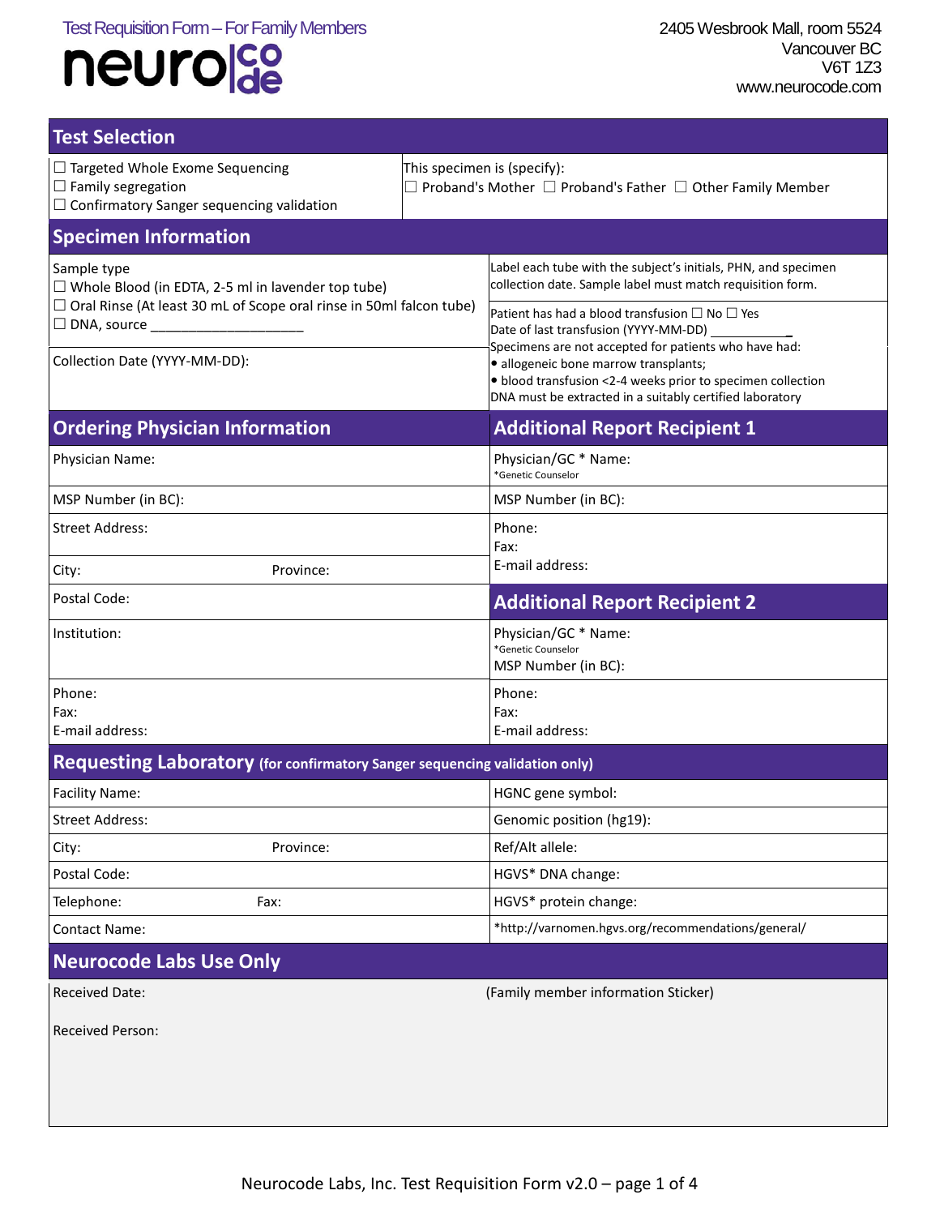Test Requisition Form – For Family Members

neurocode

2405 Wesbrook Mall, room 5524
Vancouver BC
V6T 1Z3
www.neurocode.com

## Test Selection

| | |
|---|---|
| ☐ Targeted Whole Exome Sequencing<br>☐ Family segregation<br>☐ Confirmatory Sanger sequencing validation | This specimen is (specify):<br>☐ Proband's Mother ☐ Proband's Father ☐ Other Family Member |

## Specimen Information

| | |
|---|---|
| Sample type<br>☐ Whole Blood (in EDTA, 2-5 ml in lavender top tube)<br>☐ Oral Rinse (At least 30 mL of Scope oral rinse in 50ml falcon tube)<br>☐ DNA, source ____________________ | Label each tube with the subject's initials, PHN, and specimen collection date. Sample label must match requisition form. |
| Collection Date (YYYY-MM-DD): | Patient has had a blood transfusion ☐ No ☐ Yes<br>Date of last transfusion (YYYY-MM-DD) ___________<br>Specimens are not accepted for patients who have had:<br>• allogeneic bone marrow transplants;<br>• blood transfusion <2-4 weeks prior to specimen collection<br>DNA must be extracted in a suitably certified laboratory |

| Ordering Physician Information | Additional Report Recipient 1 |
|---|---|
| Physician Name: | Physician/GC * Name:<br>*Genetic Counselor |
| MSP Number (in BC): | MSP Number (in BC): |
| Street Address: | Phone:<br>Fax:<br>E-mail address: |
| City: Province: | |
| Postal Code: | **Additional Report Recipient 2** |
| Institution: | Physician/GC * Name:<br>*Genetic Counselor<br>MSP Number (in BC): |
| Phone:<br>Fax:<br>E-mail address: | Phone:<br>Fax:<br>E-mail address: |

## Requesting Laboratory (for confirmatory Sanger sequencing validation only)

| | |
|---|---|
| Facility Name: | HGNC gene symbol: |
| Street Address: | Genomic position (hg19): |
| City: Province: | Ref/Alt allele: |
| Postal Code: | HGVS* DNA change: |
| Telephone: Fax: | HGVS* protein change: |
| Contact Name: | *http://varnomen.hgvs.org/recommendations/general/ |

## Neurocode Labs Use Only

| | |
|---|---|
| Received Date:<br><br>Received Person: | (Family member information Sticker) |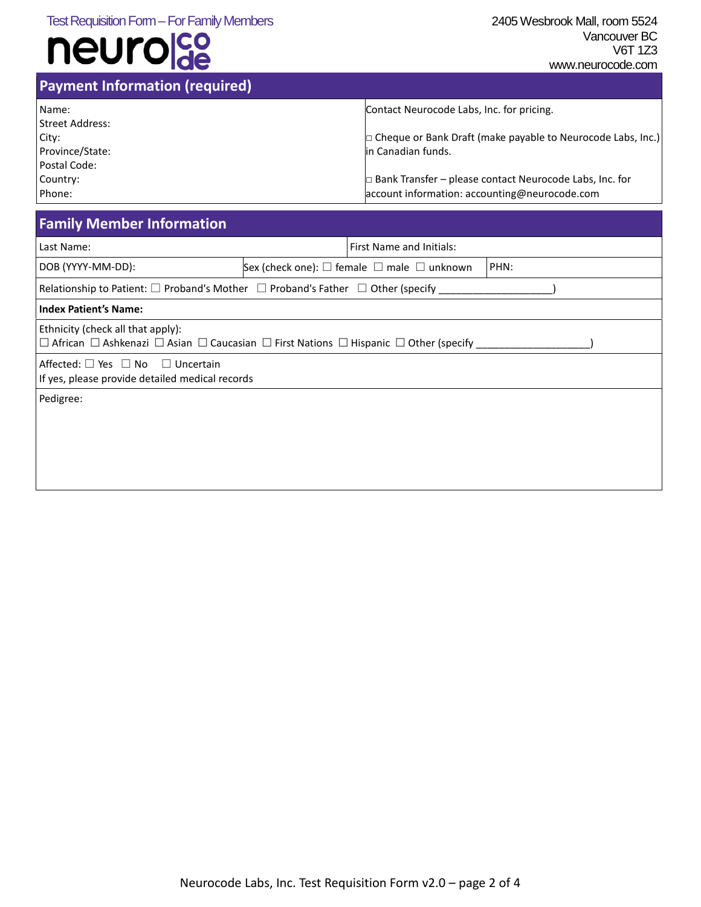Test Requisition Form – For Family Members

neuro|code

2405 Wesbrook Mall, room 5524
Vancouver BC
V6T 1Z3
www.neurocode.com

## Payment Information (required)

| Name:<br>Street Address:<br>City:<br>Province/State:<br>Postal Code:<br>Country:<br>Phone: | Contact Neurocode Labs, Inc. for pricing.<br><br>□ Cheque or Bank Draft (make payable to Neurocode Labs, Inc.) in Canadian funds.<br><br>□ Bank Transfer – please contact Neurocode Labs, Inc. for account information: accounting@neurocode.com |
|---|---|

## Family Member Information

| Last Name: | | First Name and Initials: | |
|---|---|---|---|
| DOB (YYYY-MM-DD): | Sex (check one): ☐ female ☐ male ☐ unknown | | PHN: |
| Relationship to Patient: ☐ Proband's Mother ☐ Proband's Father ☐ Other (specify ___________________) | | | |
| **Index Patient's Name:** | | | |
| Ethnicity (check all that apply):<br>☐ African ☐ Ashkenazi ☐ Asian ☐ Caucasian ☐ First Nations ☐ Hispanic ☐ Other (specify ___________________) | | | |
| Affected: ☐ Yes ☐ No ☐ Uncertain<br>If yes, please provide detailed medical records | | | |
| Pedigree: | | | |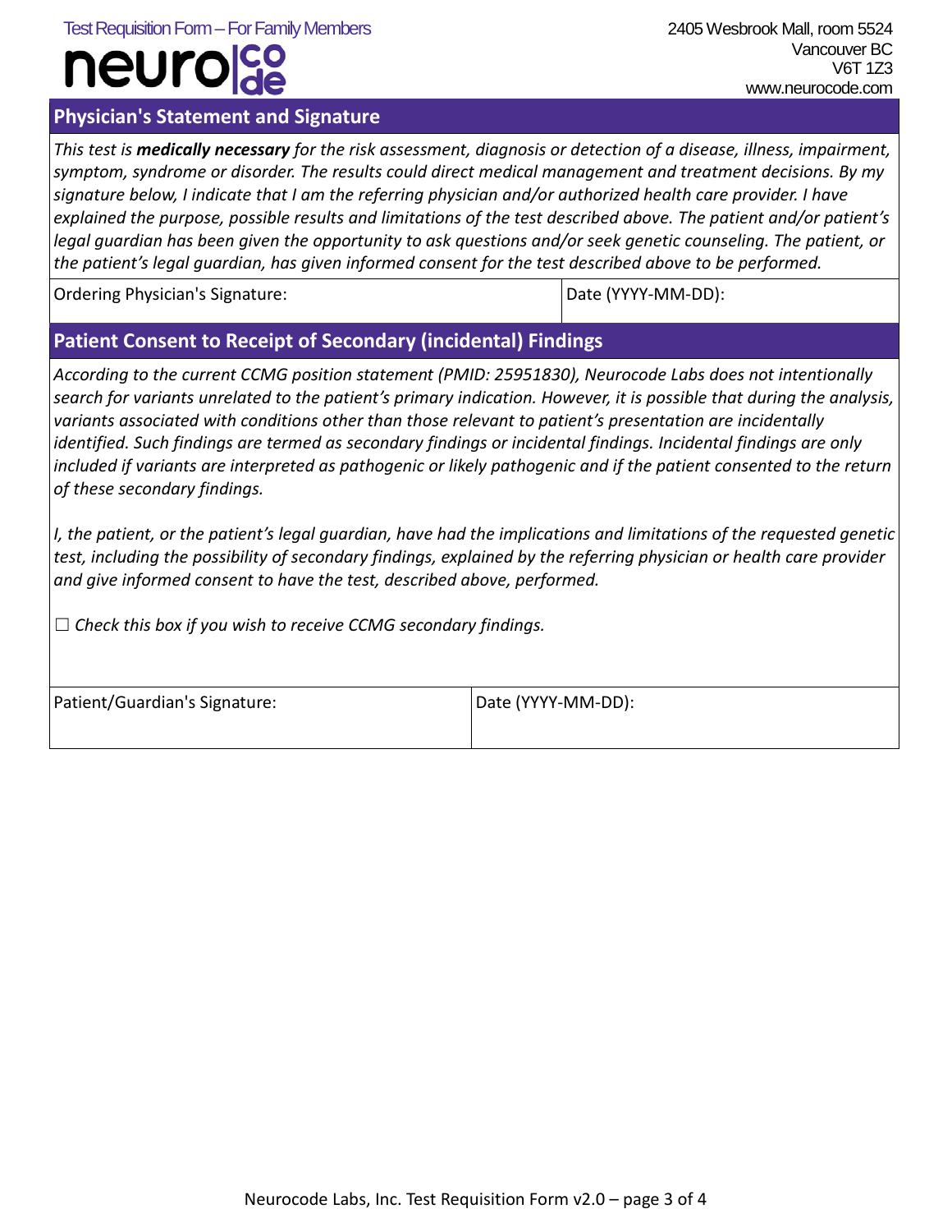## Physician's Statement and Signature

*This test is **medically necessary** for the risk assessment, diagnosis or detection of a disease, illness, impairment, symptom, syndrome or disorder. The results could direct medical management and treatment decisions. By my signature below, I indicate that I am the referring physician and/or authorized health care provider. I have explained the purpose, possible results and limitations of the test described above. The patient and/or patient's legal guardian has been given the opportunity to ask questions and/or seek genetic counseling. The patient, or the patient's legal guardian, has given informed consent for the test described above to be performed.*

| Ordering Physician's Signature: | Date (YYYY-MM-DD): |
|---|---|

## Patient Consent to Receipt of Secondary (incidental) Findings

*According to the current CCMG position statement (PMID: 25951830), Neurocode Labs does not intentionally search for variants unrelated to the patient's primary indication. However, it is possible that during the analysis, variants associated with conditions other than those relevant to patient's presentation are incidentally identified. Such findings are termed as secondary findings or incidental findings. Incidental findings are only included if variants are interpreted as pathogenic or likely pathogenic and if the patient consented to the return of these secondary findings.*

*I, the patient, or the patient's legal guardian, have had the implications and limitations of the requested genetic test, including the possibility of secondary findings, explained by the referring physician or health care provider and give informed consent to have the test, described above, performed.*

☐ *Check this box if you wish to receive CCMG secondary findings.*

| Patient/Guardian's Signature: | Date (YYYY-MM-DD): |
|---|---|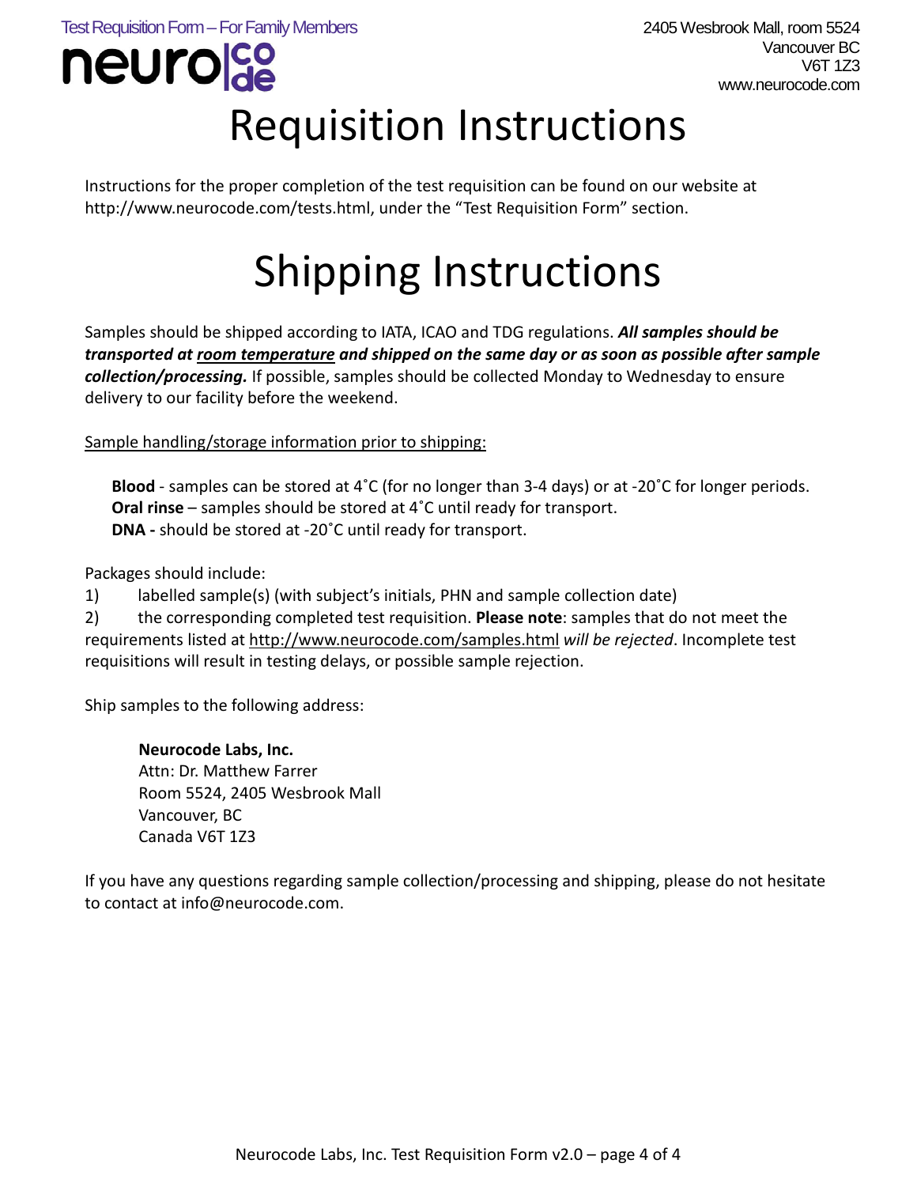# Requisition Instructions

Instructions for the proper completion of the test requisition can be found on our website at http://www.neurocode.com/tests.html, under the "Test Requisition Form" section.

# Shipping Instructions

Samples should be shipped according to IATA, ICAO and TDG regulations. ***All samples should be transported at room temperature and shipped on the same day or as soon as possible after sample collection/processing.*** If possible, samples should be collected Monday to Wednesday to ensure delivery to our facility before the weekend.

Sample handling/storage information prior to shipping:

**Blood** - samples can be stored at 4˚C (for no longer than 3-4 days) or at -20˚C for longer periods.
**Oral rinse** – samples should be stored at 4˚C until ready for transport.
**DNA -** should be stored at -20˚C until ready for transport.

Packages should include:

1) labelled sample(s) (with subject's initials, PHN and sample collection date)
2) the corresponding completed test requisition. **Please note**: samples that do not meet the requirements listed at http://www.neurocode.com/samples.html *will be rejected*. Incomplete test requisitions will result in testing delays, or possible sample rejection.

Ship samples to the following address:

**Neurocode Labs, Inc.**
Attn: Dr. Matthew Farrer
Room 5524, 2405 Wesbrook Mall
Vancouver, BC
Canada V6T 1Z3

If you have any questions regarding sample collection/processing and shipping, please do not hesitate to contact at info@neurocode.com.